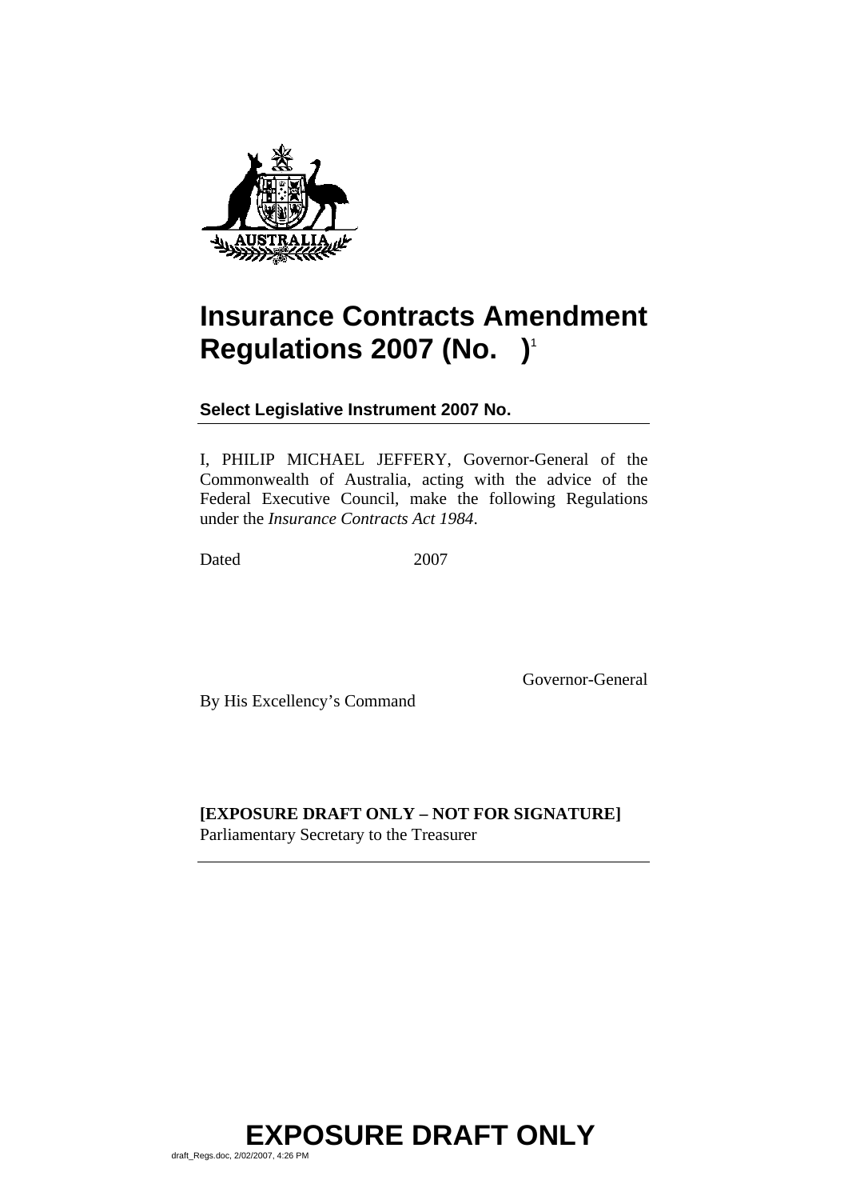# Insurance Contracts Amendment Regulations 2007 (No. )[1]

**Select Legislative Instrument 2007 No.**

I, PHILIP MICHAEL JEFFERY, Governor-General of the Commonwealth of Australia, acting with the advice of the Federal Executive Council, make the following Regulations under the *Insurance Contracts Act 1984*.

Dated 2007

Governor-General

By His Excellency's Command

**[EXPOSURE DRAFT ONLY – NOT FOR SIGNATURE]**
Parliamentary Secretary to the Treasurer

**EXPOSURE DRAFT ONLY**

draft_Regs.doc, 2/02/2007, 4:26 PM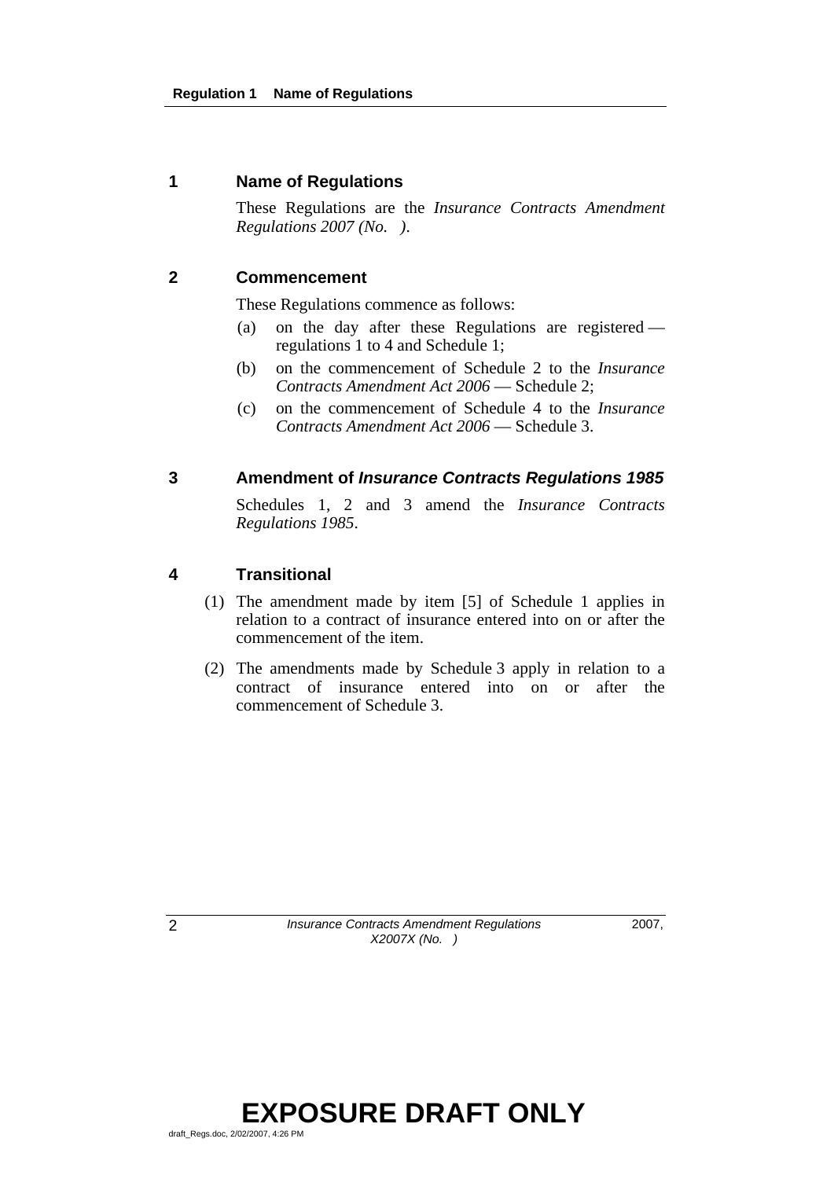## 1 Name of Regulations

These Regulations are the *Insurance Contracts Amendment Regulations 2007 (No. )*.

## 2 Commencement

These Regulations commence as follows:

(a) on the day after these Regulations are registered — regulations 1 to 4 and Schedule 1;

(b) on the commencement of Schedule 2 to the *Insurance Contracts Amendment Act 2006* — Schedule 2;

(c) on the commencement of Schedule 4 to the *Insurance Contracts Amendment Act 2006* — Schedule 3.

## 3 Amendment of *Insurance Contracts Regulations 1985*

Schedules 1, 2 and 3 amend the *Insurance Contracts Regulations 1985*.

## 4 Transitional

(1) The amendment made by item [5] of Schedule 1 applies in relation to a contract of insurance entered into on or after the commencement of the item.

(2) The amendments made by Schedule 3 apply in relation to a contract of insurance entered into on or after the commencement of Schedule 3.

EXPOSURE DRAFT ONLY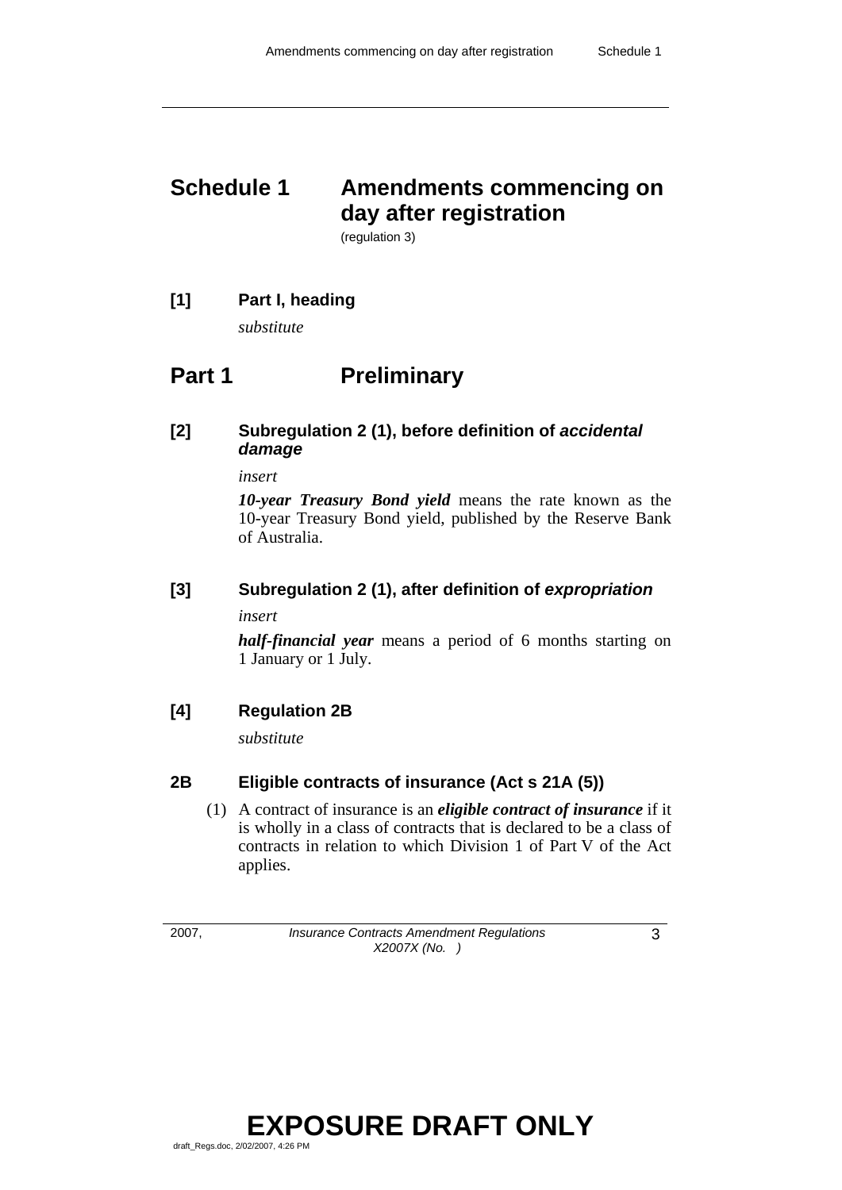# Schedule 1 Amendments commencing on day after registration

(regulation 3)

**[1] Part I, heading**

*substitute*

## Part 1 Preliminary

**[2] Subregulation 2 (1), before definition of *accidental damage***

*insert*

***10-year Treasury Bond yield*** means the rate known as the 10-year Treasury Bond yield, published by the Reserve Bank of Australia.

**[3] Subregulation 2 (1), after definition of *expropriation***

*insert*

***half-financial year*** means a period of 6 months starting on 1 January or 1 July.

**[4] Regulation 2B**

*substitute*

**2B Eligible contracts of insurance (Act s 21A (5))**

(1) A contract of insurance is an ***eligible contract of insurance*** if it is wholly in a class of contracts that is declared to be a class of contracts in relation to which Division 1 of Part V of the Act applies.

EXPOSURE DRAFT ONLY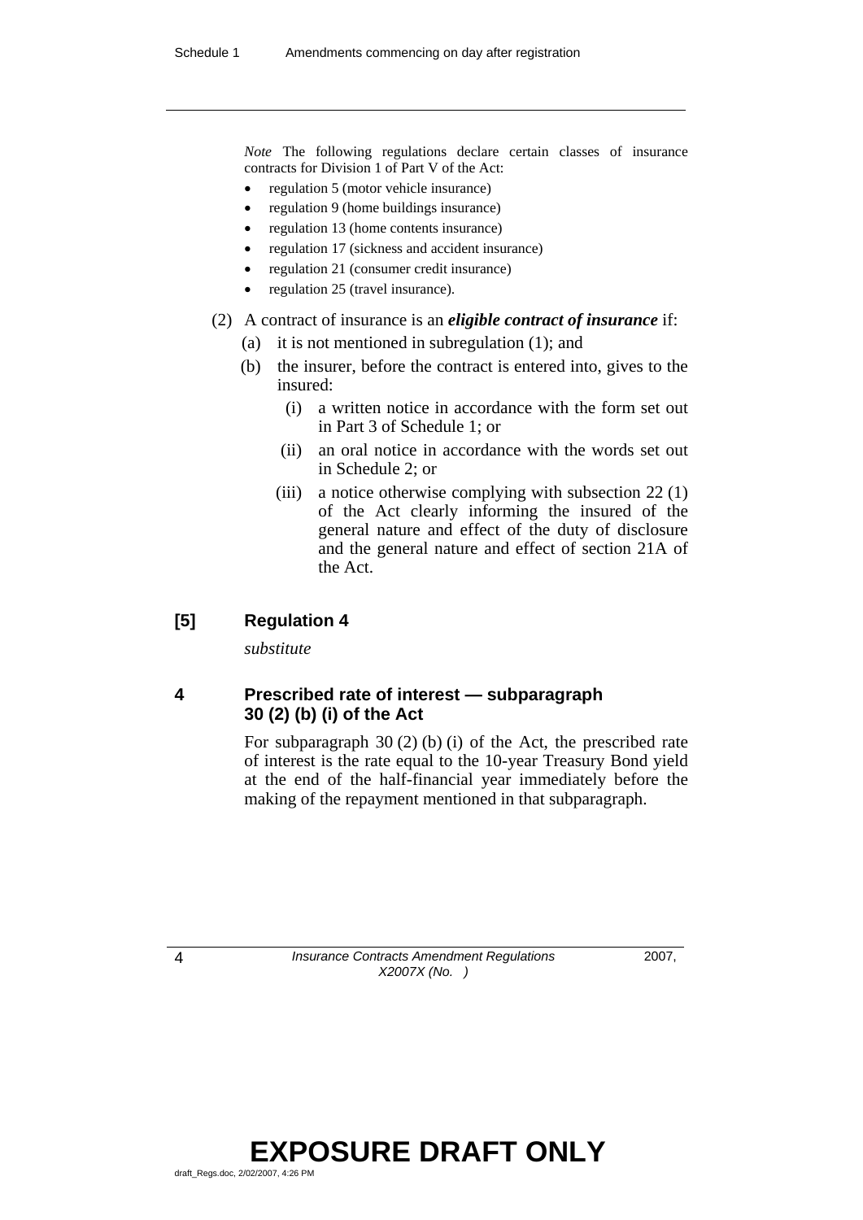*Note* The following regulations declare certain classes of insurance contracts for Division 1 of Part V of the Act:

- regulation 5 (motor vehicle insurance)
- regulation 9 (home buildings insurance)
- regulation 13 (home contents insurance)
- regulation 17 (sickness and accident insurance)
- regulation 21 (consumer credit insurance)
- regulation 25 (travel insurance).

(2) A contract of insurance is an ***eligible contract of insurance*** if:

(a) it is not mentioned in subregulation (1); and

(b) the insurer, before the contract is entered into, gives to the insured:

(i) a written notice in accordance with the form set out in Part 3 of Schedule 1; or

(ii) an oral notice in accordance with the words set out in Schedule 2; or

(iii) a notice otherwise complying with subsection 22 (1) of the Act clearly informing the insured of the general nature and effect of the duty of disclosure and the general nature and effect of section 21A of the Act.

## [5] Regulation 4

*substitute*

## 4 Prescribed rate of interest — subparagraph 30 (2) (b) (i) of the Act

For subparagraph 30 (2) (b) (i) of the Act, the prescribed rate of interest is the rate equal to the 10-year Treasury Bond yield at the end of the half-financial year immediately before the making of the repayment mentioned in that subparagraph.

**EXPOSURE DRAFT ONLY**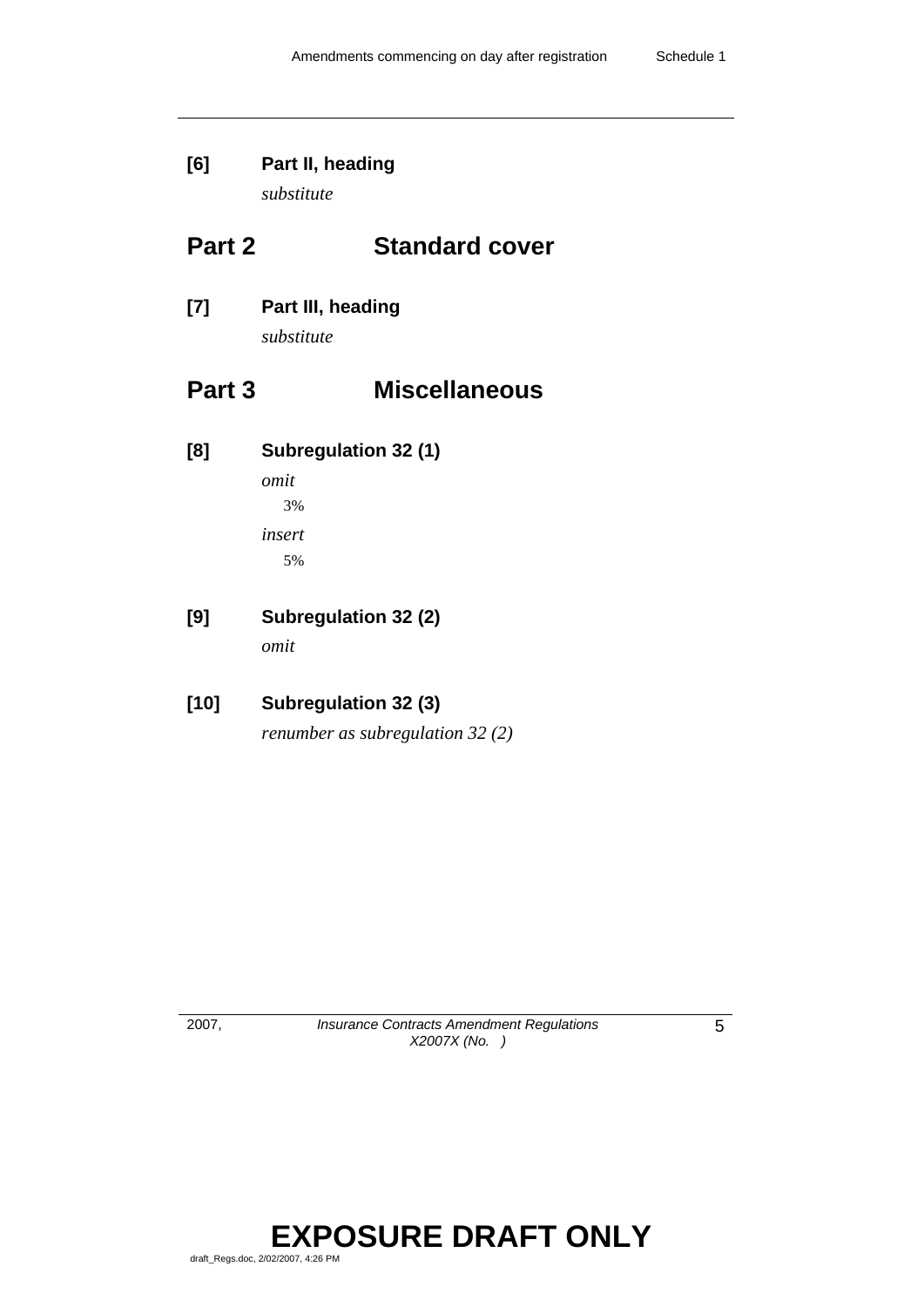**[6] Part II, heading**

*substitute*

## Part 2 Standard cover

**[7] Part III, heading**

*substitute*

## Part 3 Miscellaneous

**[8] Subregulation 32 (1)**

*omit*

3%

*insert*

5%

**[9] Subregulation 32 (2)**

*omit*

**[10] Subregulation 32 (3)**

*renumber as subregulation 32 (2)*

**EXPOSURE DRAFT ONLY**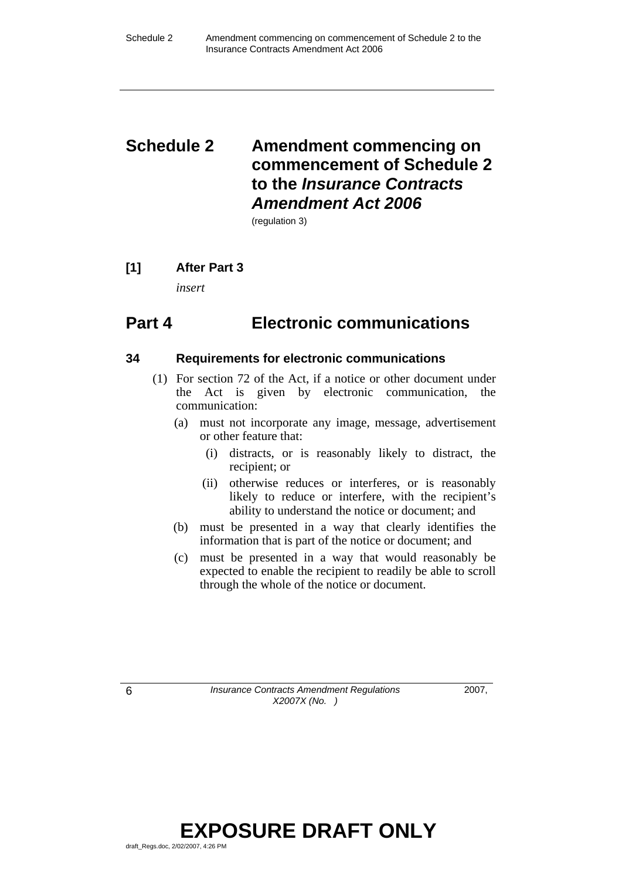# Schedule 2 Amendment commencing on commencement of Schedule 2 to the *Insurance Contracts Amendment Act 2006*

(regulation 3)

**[1] After Part 3**

*insert*

## Part 4 Electronic communications

### 34 Requirements for electronic communications

(1) For section 72 of the Act, if a notice or other document under the Act is given by electronic communication, the communication:

(a) must not incorporate any image, message, advertisement or other feature that:

(i) distracts, or is reasonably likely to distract, the recipient; or

(ii) otherwise reduces or interferes, or is reasonably likely to reduce or interfere, with the recipient's ability to understand the notice or document; and

(b) must be presented in a way that clearly identifies the information that is part of the notice or document; and

(c) must be presented in a way that would reasonably be expected to enable the recipient to readily be able to scroll through the whole of the notice or document.

EXPOSURE DRAFT ONLY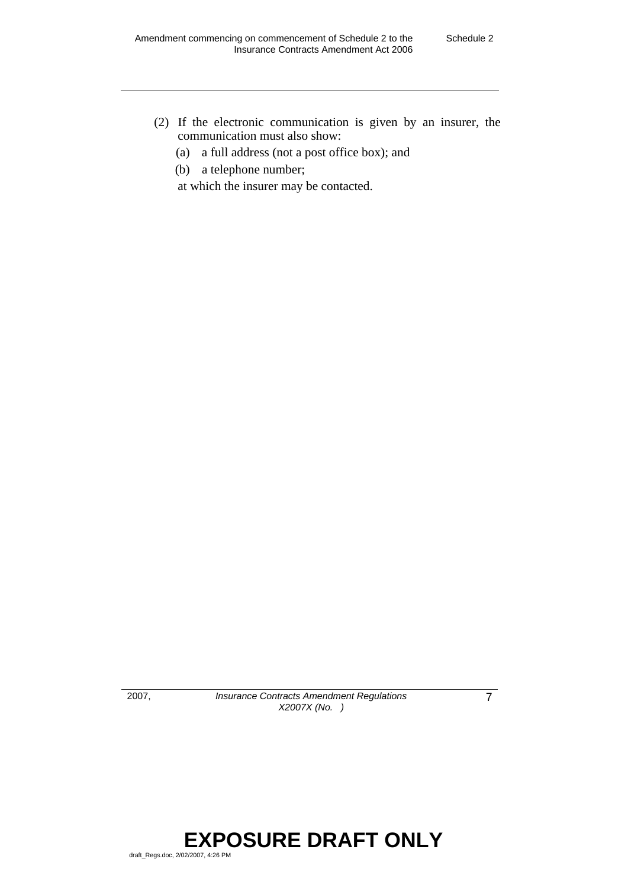(2) If the electronic communication is given by an insurer, the communication must also show:

(a) a full address (not a post office box); and

(b) a telephone number;

at which the insurer may be contacted.

**EXPOSURE DRAFT ONLY**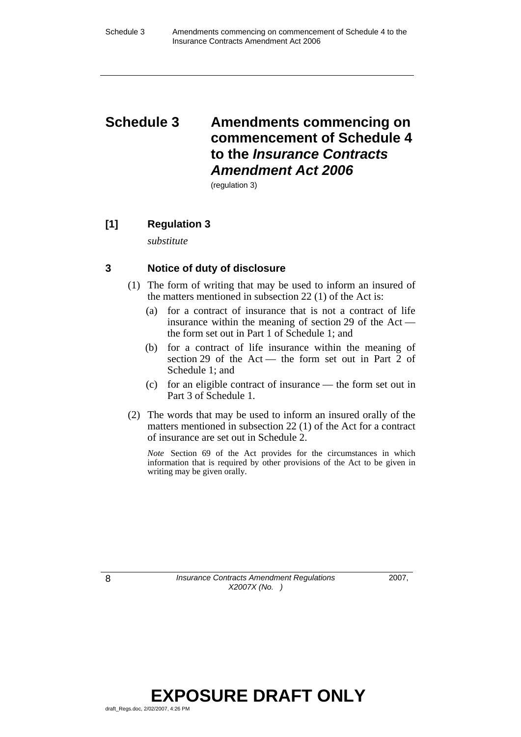# Schedule 3 Amendments commencing on commencement of Schedule 4 to the *Insurance Contracts Amendment Act 2006*

(regulation 3)

## [1] Regulation 3

*substitute*

### 3 Notice of duty of disclosure

(1) The form of writing that may be used to inform an insured of the matters mentioned in subsection 22 (1) of the Act is:

(a) for a contract of insurance that is not a contract of life insurance within the meaning of section 29 of the Act — the form set out in Part 1 of Schedule 1; and

(b) for a contract of life insurance within the meaning of section 29 of the Act — the form set out in Part 2 of Schedule 1; and

(c) for an eligible contract of insurance — the form set out in Part 3 of Schedule 1.

(2) The words that may be used to inform an insured orally of the matters mentioned in subsection 22 (1) of the Act for a contract of insurance are set out in Schedule 2.

*Note* Section 69 of the Act provides for the circumstances in which information that is required by other provisions of the Act to be given in writing may be given orally.

**EXPOSURE DRAFT ONLY**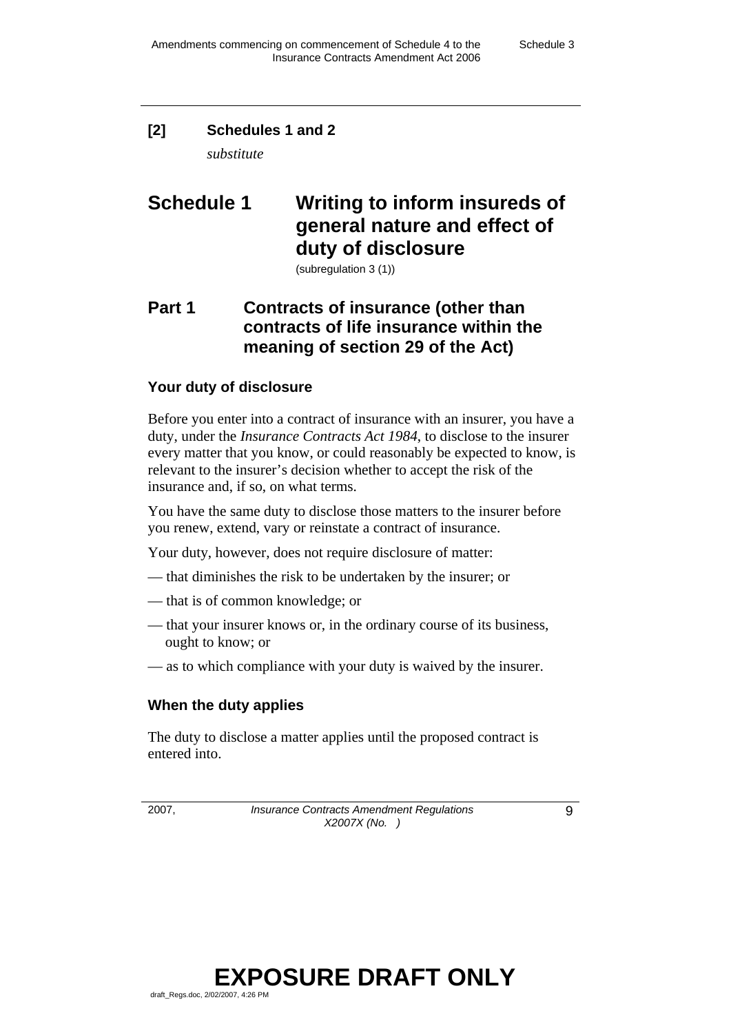**[2] Schedules 1 and 2**

*substitute*

# Schedule 1 Writing to inform insureds of general nature and effect of duty of disclosure

(subregulation 3 (1))

## Part 1 Contracts of insurance (other than contracts of life insurance within the meaning of section 29 of the Act)

### Your duty of disclosure

Before you enter into a contract of insurance with an insurer, you have a duty, under the *Insurance Contracts Act 1984*, to disclose to the insurer every matter that you know, or could reasonably be expected to know, is relevant to the insurer's decision whether to accept the risk of the insurance and, if so, on what terms.

You have the same duty to disclose those matters to the insurer before you renew, extend, vary or reinstate a contract of insurance.

Your duty, however, does not require disclosure of matter:

— that diminishes the risk to be undertaken by the insurer; or

— that is of common knowledge; or

— that your insurer knows or, in the ordinary course of its business, ought to know; or

— as to which compliance with your duty is waived by the insurer.

### When the duty applies

The duty to disclose a matter applies until the proposed contract is entered into.

EXPOSURE DRAFT ONLY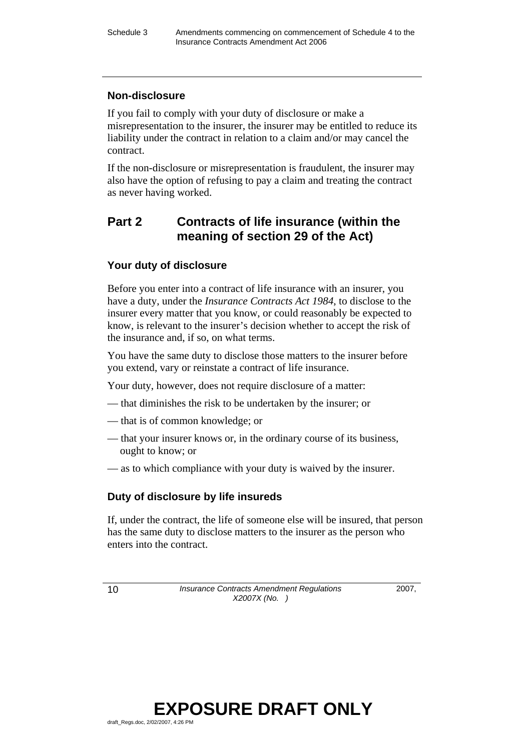### Non-disclosure

If you fail to comply with your duty of disclosure or make a misrepresentation to the insurer, the insurer may be entitled to reduce its liability under the contract in relation to a claim and/or may cancel the contract.

If the non-disclosure or misrepresentation is fraudulent, the insurer may also have the option of refusing to pay a claim and treating the contract as never having worked.

## Part 2 Contracts of life insurance (within the meaning of section 29 of the Act)

### Your duty of disclosure

Before you enter into a contract of life insurance with an insurer, you have a duty, under the *Insurance Contracts Act 1984*, to disclose to the insurer every matter that you know, or could reasonably be expected to know, is relevant to the insurer's decision whether to accept the risk of the insurance and, if so, on what terms.

You have the same duty to disclose those matters to the insurer before you extend, vary or reinstate a contract of life insurance.

Your duty, however, does not require disclosure of a matter:

— that diminishes the risk to be undertaken by the insurer; or

— that is of common knowledge; or

— that your insurer knows or, in the ordinary course of its business, ought to know; or

— as to which compliance with your duty is waived by the insurer.

### Duty of disclosure by life insureds

If, under the contract, the life of someone else will be insured, that person has the same duty to disclose matters to the insurer as the person who enters into the contract.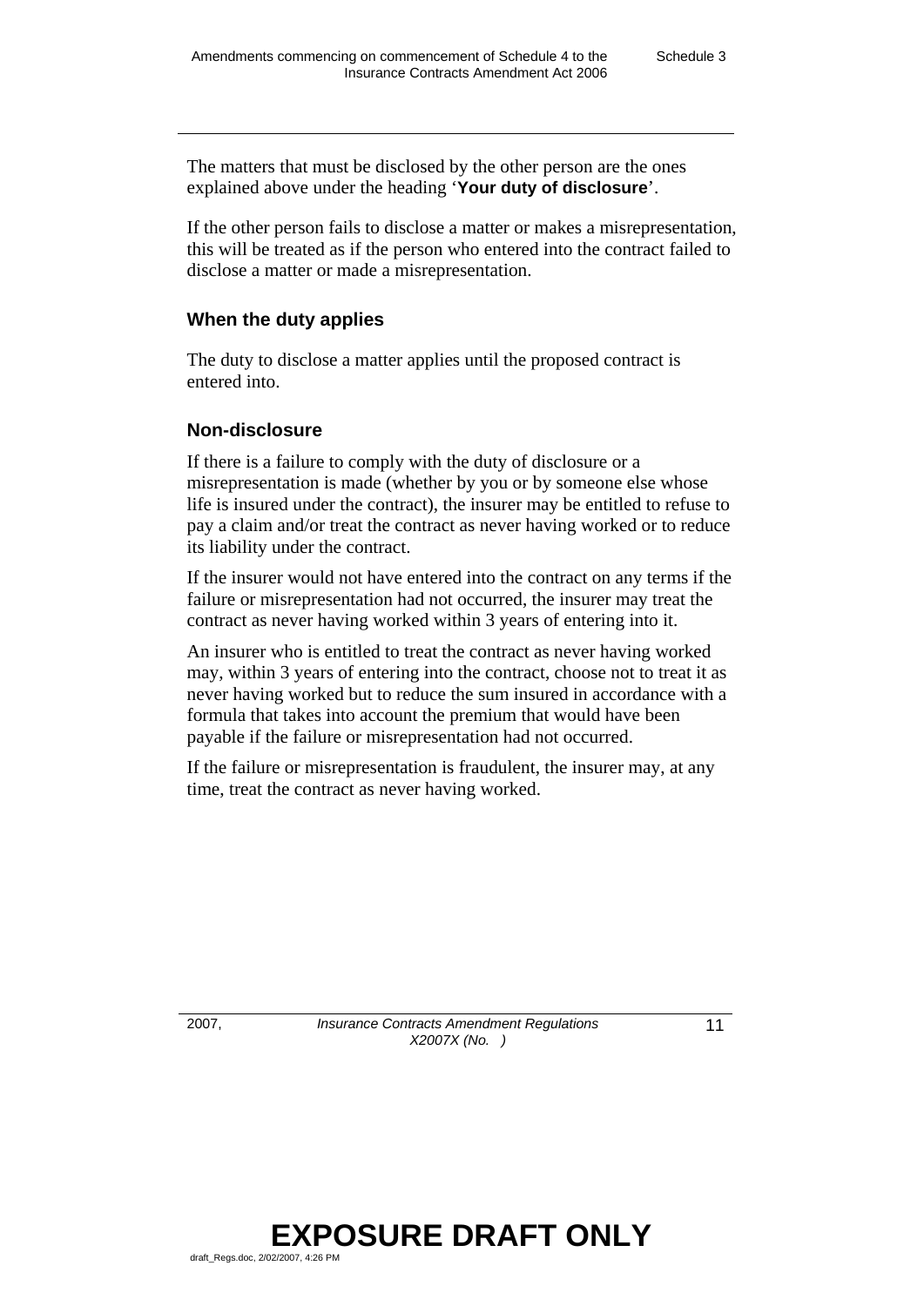The matters that must be disclosed by the other person are the ones explained above under the heading '**Your duty of disclosure**'.

If the other person fails to disclose a matter or makes a misrepresentation, this will be treated as if the person who entered into the contract failed to disclose a matter or made a misrepresentation.

### When the duty applies

The duty to disclose a matter applies until the proposed contract is entered into.

### Non-disclosure

If there is a failure to comply with the duty of disclosure or a misrepresentation is made (whether by you or by someone else whose life is insured under the contract), the insurer may be entitled to refuse to pay a claim and/or treat the contract as never having worked or to reduce its liability under the contract.

If the insurer would not have entered into the contract on any terms if the failure or misrepresentation had not occurred, the insurer may treat the contract as never having worked within 3 years of entering into it.

An insurer who is entitled to treat the contract as never having worked may, within 3 years of entering into the contract, choose not to treat it as never having worked but to reduce the sum insured in accordance with a formula that takes into account the premium that would have been payable if the failure or misrepresentation had not occurred.

If the failure or misrepresentation is fraudulent, the insurer may, at any time, treat the contract as never having worked.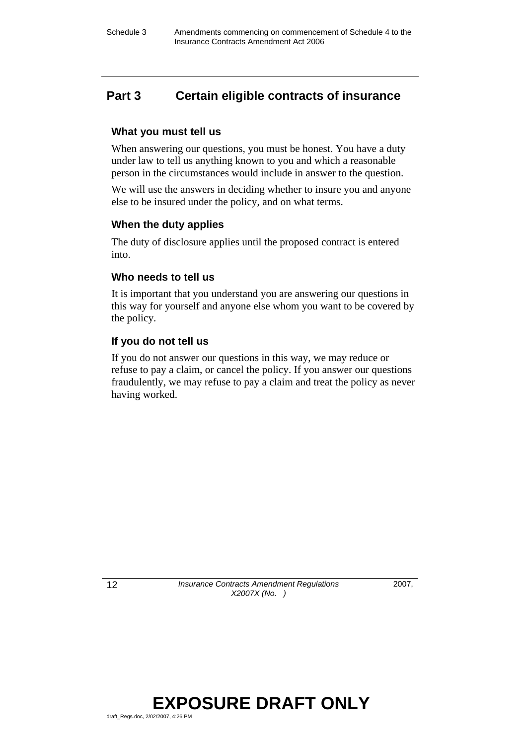## Part 3 Certain eligible contracts of insurance

### What you must tell us

When answering our questions, you must be honest. You have a duty under law to tell us anything known to you and which a reasonable person in the circumstances would include in answer to the question.

We will use the answers in deciding whether to insure you and anyone else to be insured under the policy, and on what terms.

### When the duty applies

The duty of disclosure applies until the proposed contract is entered into.

### Who needs to tell us

It is important that you understand you are answering our questions in this way for yourself and anyone else whom you want to be covered by the policy.

### If you do not tell us

If you do not answer our questions in this way, we may reduce or refuse to pay a claim, or cancel the policy. If you answer our questions fraudulently, we may refuse to pay a claim and treat the policy as never having worked.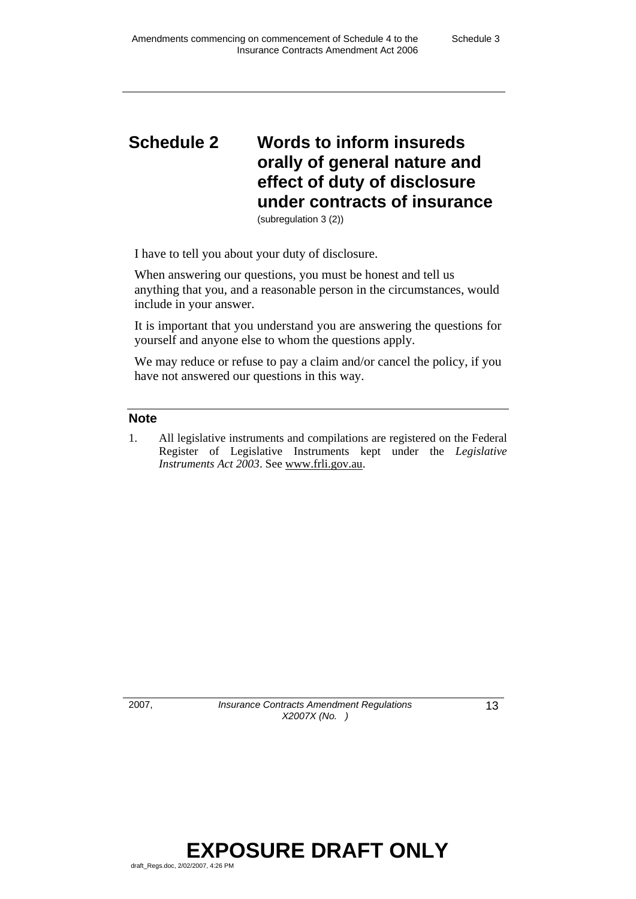# Schedule 2 Words to inform insureds orally of general nature and effect of duty of disclosure under contracts of insurance

(subregulation 3 (2))

I have to tell you about your duty of disclosure.

When answering our questions, you must be honest and tell us anything that you, and a reasonable person in the circumstances, would include in your answer.

It is important that you understand you are answering the questions for yourself and anyone else to whom the questions apply.

We may reduce or refuse to pay a claim and/or cancel the policy, if you have not answered our questions in this way.

## Note

1. All legislative instruments and compilations are registered on the Federal Register of Legislative Instruments kept under the *Legislative Instruments Act 2003*. See www.frli.gov.au.

# EXPOSURE DRAFT ONLY

draft_Regs.doc, 2/02/2007, 4:26 PM